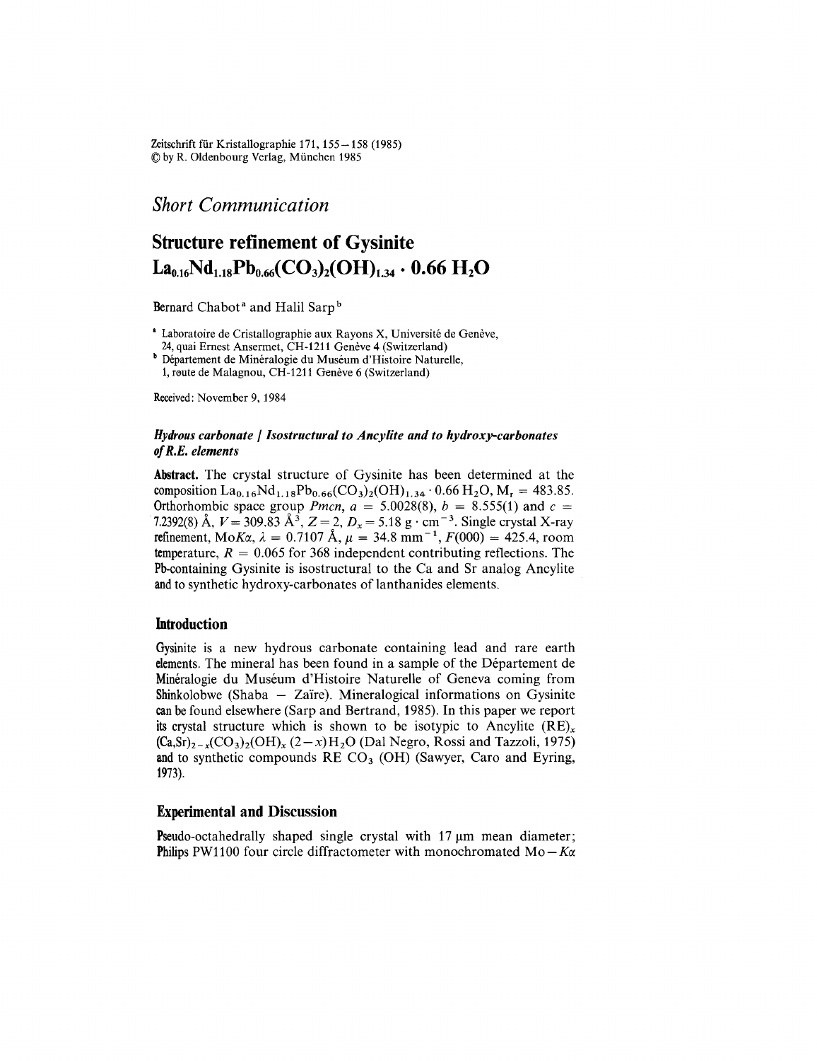*Short Communication*

# Structure refinement of Gysinite $La_{0.16}Nd_{1.18}Pb_{0.66}(CO_3)_2(OH)_{1.34} \cdot 0.66\ H_2O$

Bernard Chabot[a] and Halil Sarp[b]

[a] Laboratoire de Cristallographie aux Rayons X, Université de Genève, 24, quai Ernest Ansermet, CH-1211 Genève 4 (Switzerland)

[b] Département de Minéralogie du Muséum d'Histoire Naturelle, 1, route de Malagnou, CH-1211 Genève 6 (Switzerland)

Received: November 9, 1984

***Hydrous carbonate / Isostructural to Ancylite and to hydroxy-carbonates of R.E. elements***

**Abstract.** The crystal structure of Gysinite has been determined at the composition $La_{0.16}Nd_{1.18}Pb_{0.66}(CO_3)_2(OH)_{1.34} \cdot 0.66\ H_2O$, $M_r = 483.85$. Orthorhombic space group *Pmcn*, $a = 5.0028(8)$, $b = 8.555(1)$ and $c = 7.2392(8)$ Å, $V = 309.83$ Å$^3$, $Z = 2$, $D_x = 5.18\ g \cdot cm^{-3}$. Single crystal X-ray refinement, Mo$K\alpha$, $\lambda = 0.7107$ Å, $\mu = 34.8\ mm^{-1}$, $F(000) = 425.4$, room temperature, $R = 0.065$ for 368 independent contributing reflections. The Pb-containing Gysinite is isostructural to the Ca and Sr analog Ancylite and to synthetic hydroxy-carbonates of lanthanides elements.

## Introduction

Gysinite is a new hydrous carbonate containing lead and rare earth elements. The mineral has been found in a sample of the Département de Minéralogie du Muséum d'Histoire Naturelle of Geneva coming from Shinkolobwe (Shaba – Zaïre). Mineralogical informations on Gysinite can be found elsewhere (Sarp and Bertrand, 1985). In this paper we report its crystal structure which is shown to be isotypic to Ancylite $(RE)_x(Ca,Sr)_{2-x}(CO_3)_2(OH)_x\,(2-x)H_2O$ (Dal Negro, Rossi and Tazzoli, 1975) and to synthetic compounds RE $CO_3$ (OH) (Sawyer, Caro and Eyring, 1973).

## Experimental and Discussion

Pseudo-octahedrally shaped single crystal with 17 µm mean diameter; Philips PW1100 four circle diffractometer with monochromated Mo–$K\alpha$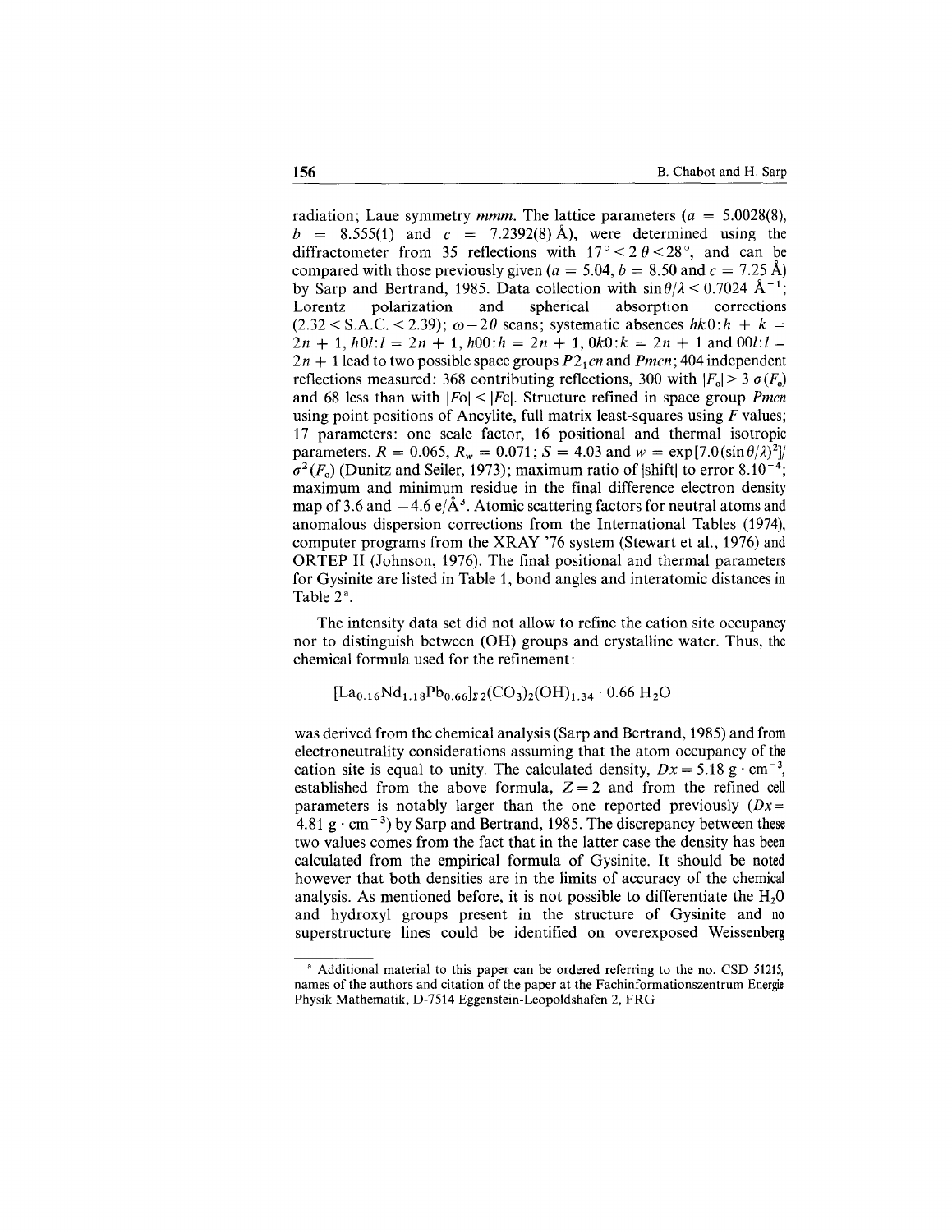radiation; Laue symmetry *mmm*. The lattice parameters ($a$ = 5.0028(8), $b$ = 8.555(1) and $c$ = 7.2392(8) Å), were determined using the diffractometer from 35 reflections with $17° < 2\theta < 28°$, and can be compared with those previously given ($a$ = 5.04, $b$ = 8.50 and $c$ = 7.25 Å) by Sarp and Bertrand, 1985. Data collection with $\sin\theta/\lambda < 0.7024$ Å$^{-1}$; Lorentz polarization and spherical absorption corrections (2.32 < S.A.C. < 2.39); $\omega - 2\theta$ scans; systematic absences $hk0$:$h + k = 2n + 1$, $h0l$:$l = 2n + 1$, $h00$:$h = 2n + 1$, $0k0$:$k = 2n + 1$ and $00l$:$l = 2n + 1$ lead to two possible space groups $P2_1cn$ and *Pmcn*; 404 independent reflections measured: 368 contributing reflections, 300 with $|F_o| > 3\,\sigma(F_o)$ and 68 less than with $|Fo| < |Fc|$. Structure refined in space group *Pmcn* using point positions of Ancylite, full matrix least-squares using $F$ values; 17 parameters: one scale factor, 16 positional and thermal isotropic parameters. $R = 0.065$, $R_w = 0.071$; $S = 4.03$ and $w = \exp[7.0(\sin\theta/\lambda)^2]/\sigma^2(F_o)$ (Dunitz and Seiler, 1973); maximum ratio of |shift| to error $8.10^{-4}$; maximum and minimum residue in the final difference electron density map of 3.6 and $-4.6$ e/Å$^3$. Atomic scattering factors for neutral atoms and anomalous dispersion corrections from the International Tables (1974), computer programs from the XRAY '76 system (Stewart et al., 1976) and ORTEP II (Johnson, 1976). The final positional and thermal parameters for Gysinite are listed in Table 1, bond angles and interatomic distances in Table 2[a].

The intensity data set did not allow to refine the cation site occupancy nor to distinguish between (OH) groups and crystalline water. Thus, the chemical formula used for the refinement:

$$[La_{0.16}Nd_{1.18}Pb_{0.66}]_{\Sigma 2}(CO_3)_2(OH)_{1.34} \cdot 0.66\ H_2O$$

was derived from the chemical analysis (Sarp and Bertrand, 1985) and from electroneutrality considerations assuming that the atom occupancy of the cation site is equal to unity. The calculated density, $Dx = 5.18$ g · cm$^{-3}$, established from the above formula, $Z = 2$ and from the refined cell parameters is notably larger than the one reported previously ($Dx = 4.81$ g · cm$^{-3}$) by Sarp and Bertrand, 1985. The discrepancy between these two values comes from the fact that in the latter case the density has been calculated from the empirical formula of Gysinite. It should be noted however that both densities are in the limits of accuracy of the chemical analysis. As mentioned before, it is not possible to differentiate the $H_2O$ and hydroxyl groups present in the structure of Gysinite and no superstructure lines could be identified on overexposed Weissenberg

[a] Additional material to this paper can be ordered referring to the no. CSD 51215, names of the authors and citation of the paper at the Fachinformationszentrum Energie Physik Mathematik, D-7514 Eggenstein-Leopoldshafen 2, FRG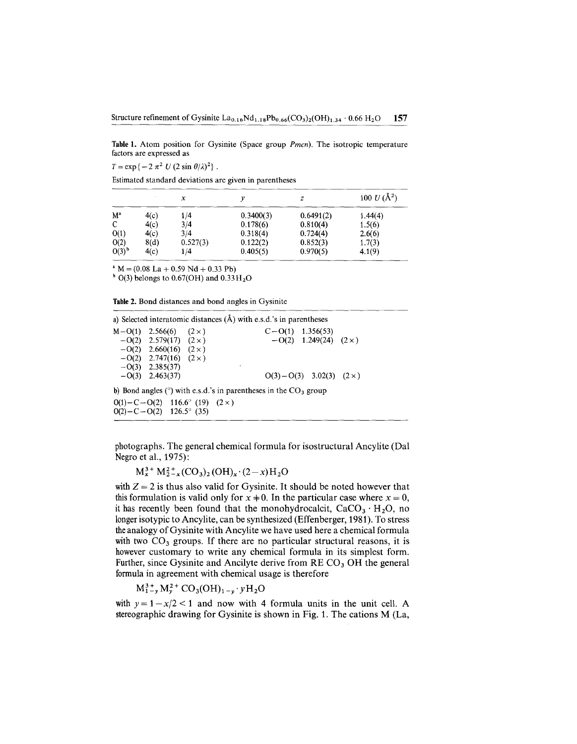**Table 1.** Atom position for Gysinite (Space group *Pmcn*). The isotropic temperature factors are expressed as

$T = \exp\{-2\pi^2 U (2 \sin \theta/\lambda)^2\}$.

Estimated standard deviations are given in parentheses

| | | $x$ | $y$ | $z$ | $100\ U$ (Å$^2$) |
|---|---|---|---|---|---|
| M[a] | 4(c) | 1/4 | 0.3400(3) | 0.6491(2) | 1.44(4) |
| C | 4(c) | 3/4 | 0.178(6) | 0.810(4) | 1.5(6) |
| O(1) | 4(c) | 3/4 | 0.318(4) | 0.724(4) | 2.6(6) |
| O(2) | 8(d) | 0.527(3) | 0.122(2) | 0.852(3) | 1.7(3) |
| O(3)[b] | 4(c) | 1/4 | 0.405(5) | 0.970(5) | 4.1(9) |

[a] M = (0.08 La + 0.59 Nd + 0.33 Pb)

[b] O(3) belongs to 0.67(OH) and $0.33 H_2O$

**Table 2.** Bond distances and bond angles in Gysinite

a) Selected interatomic distances (Å) with e.s.d.'s in parentheses

| | | | | | |
|---|---|---|---|---|---|
| M–O(1) | 2.566(6) | (2×) | C–O(1) | 1.356(53) | |
| –O(2) | 2.579(17) | (2×) | –O(2) | 1.249(24) | (2×) |
| –O(2) | 2.660(16) | (2×) | | | |
| –O(2) | 2.747(16) | (2×) | | | |
| –O(3) | 2.385(37) | | | | |
| –O(3) | 2.463(37) | | O(3)–O(3) | 3.02(3) | (2×) |

b) Bond angles (°) with e.s.d.'s in parentheses in the $CO_3$ group

| | | |
|---|---|---|
| O(1)–C–O(2) | 116.6° (19) | (2×) |
| O(2)–C–O(2) | 126.5° (35) | |

photographs. The general chemical formula for isostructural Ancylite (Dal Negro et al., 1975):

$$M_x^{3+} M_{2-x}^{2+} (CO_3)_2 (OH)_x \cdot (2-x) H_2O$$

with $Z = 2$ is thus also valid for Gysinite. It should be noted however that this formulation is valid only for $x \neq 0$. In the particular case where $x = 0$, it has recently been found that the monohydrocalcit, $CaCO_3 \cdot H_2O$, no longer isotypic to Ancylite, can be synthesized (Effenberger, 1981). To stress the analogy of Gysinite with Ancylite we have used here a chemical formula with two $CO_3$ groups. If there are no particular structural reasons, it is however customary to write any chemical formula in its simplest form. Further, since Gysinite and Ancilyte derive from RE $CO_3$ OH the general formula in agreement with chemical usage is therefore

$$M_{1-y}^{3+} M_y^{2+} CO_3(OH)_{1-y} \cdot y H_2O$$

with $y = 1 - x/2 < 1$ and now with 4 formula units in the unit cell. A stereographic drawing for Gysinite is shown in Fig. 1. The cations M (La,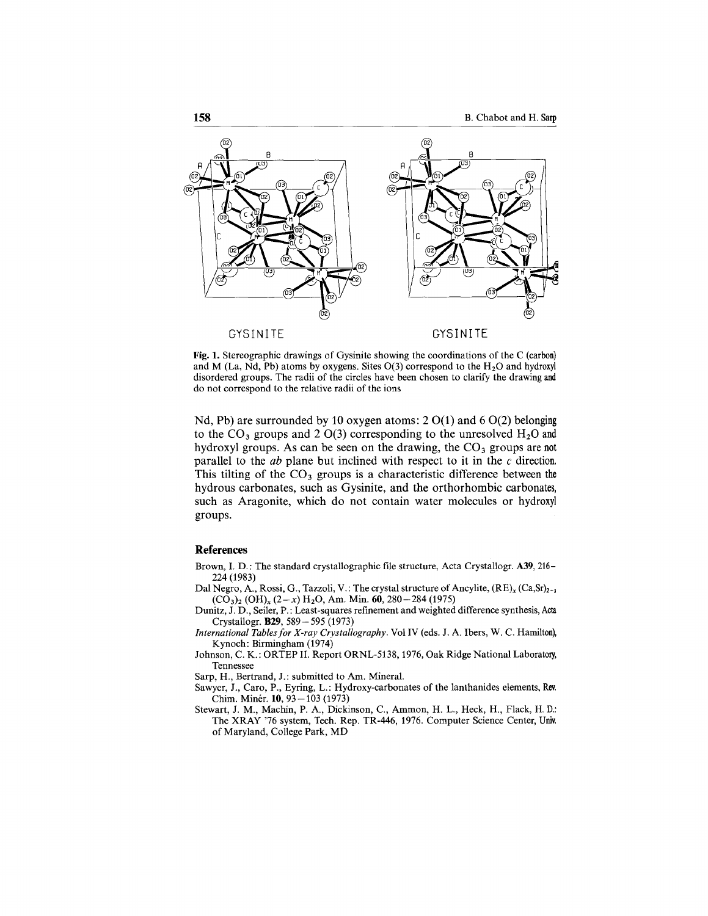GYSINITE GYSINITE

Fig. 1. Stereographic drawings of Gysinite showing the coordinations of the C (carbon) and M (La, Nd, Pb) atoms by oxygens. Sites O(3) correspond to the $H_2O$ and hydroxyl disordered groups. The radii of the circles have been chosen to clarify the drawing and do not correspond to the relative radii of the ions

Nd, Pb) are surrounded by 10 oxygen atoms: 2 O(1) and 6 O(2) belonging to the $CO_3$ groups and 2 O(3) corresponding to the unresolved $H_2O$ and hydroxyl groups. As can be seen on the drawing, the $CO_3$ groups are not parallel to the *ab* plane but inclined with respect to it in the *c* direction. This tilting of the $CO_3$ groups is a characteristic difference between the hydrous carbonates, such as Gysinite, and the orthorhombic carbonates, such as Aragonite, which do not contain water molecules or hydroxyl groups.

## References

Brown, I. D.: The standard crystallographic file structure, Acta Crystallogr. **A39**, 216–224 (1983)

Dal Negro, A., Rossi, G., Tazzoli, V.: The crystal structure of Ancylite, $(RE)_x (Ca,Sr)_{2-x} (CO_3)_2 (OH)_x (2-x) H_2O$, Am. Min. **60**, 280–284 (1975)

Dunitz, J. D., Seiler, P.: Least-squares refinement and weighted difference synthesis, Acta Crystallogr. **B29**, 589–595 (1973)

*International Tables for X-ray Crystallography*. Vol IV (eds. J. A. Ibers, W. C. Hamilton), Kynoch: Birmingham (1974)

Johnson, C. K.: ORTEP II. Report ORNL-5138, 1976, Oak Ridge National Laboratory, Tennessee

Sarp, H., Bertrand, J.: submitted to Am. Mineral.

Sawyer, J., Caro, P., Eyring, L.: Hydroxy-carbonates of the lanthanides elements, Rev. Chim. Minér. **10**, 93–103 (1973)

Stewart, J. M., Machin, P. A., Dickinson, C., Ammon, H. L., Heck, H., Flack, H. D.: The XRAY '76 system, Tech. Rep. TR-446, 1976. Computer Science Center, Univ. of Maryland, College Park, MD